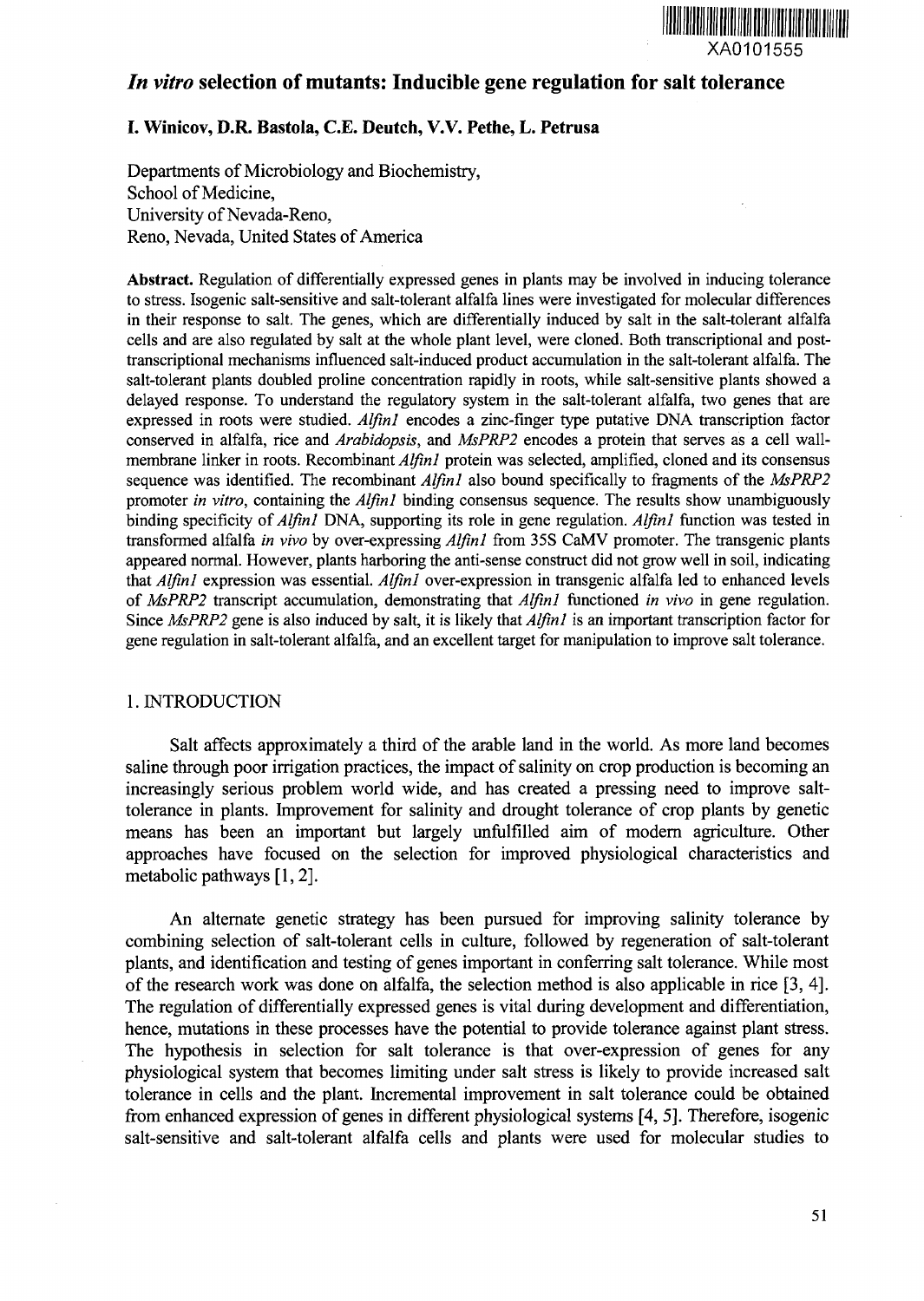XA0101555

# *In vitro* selection of mutants: Inducible gene regulation for salt tolerance

**I. Winicov, D.R. Bastola, C.E. Deutch, V.V. Pethe, L. Petrusa**

Departments of Microbiology and Biochemistry,
School of Medicine,
University of Nevada-Reno,
Reno, Nevada, United States of America

**Abstract.** Regulation of differentially expressed genes in plants may be involved in inducing tolerance to stress. Isogenic salt-sensitive and salt-tolerant alfalfa lines were investigated for molecular differences in their response to salt. The genes, which are differentially induced by salt in the salt-tolerant alfalfa cells and are also regulated by salt at the whole plant level, were cloned. Both transcriptional and post-transcriptional mechanisms influenced salt-induced product accumulation in the salt-tolerant alfalfa. The salt-tolerant plants doubled proline concentration rapidly in roots, while salt-sensitive plants showed a delayed response. To understand the regulatory system in the salt-tolerant alfalfa, two genes that are expressed in roots were studied. *Alfin1* encodes a zinc-finger type putative DNA transcription factor conserved in alfalfa, rice and *Arabidopsis*, and *MsPRP2* encodes a protein that serves as a cell wall-membrane linker in roots. Recombinant *Alfin1* protein was selected, amplified, cloned and its consensus sequence was identified. The recombinant *Alfin1* also bound specifically to fragments of the *MsPRP2* promoter *in vitro*, containing the *Alfin1* binding consensus sequence. The results show unambiguously binding specificity of *Alfin1* DNA, supporting its role in gene regulation. *Alfin1* function was tested in transformed alfalfa *in vivo* by over-expressing *Alfin1* from 35S CaMV promoter. The transgenic plants appeared normal. However, plants harboring the anti-sense construct did not grow well in soil, indicating that *Alfin1* expression was essential. *Alfin1* over-expression in transgenic alfalfa led to enhanced levels of *MsPRP2* transcript accumulation, demonstrating that *Alfin1* functioned *in vivo* in gene regulation. Since *MsPRP2* gene is also induced by salt, it is likely that *Alfin1* is an important transcription factor for gene regulation in salt-tolerant alfalfa, and an excellent target for manipulation to improve salt tolerance.

## 1. INTRODUCTION

Salt affects approximately a third of the arable land in the world. As more land becomes saline through poor irrigation practices, the impact of salinity on crop production is becoming an increasingly serious problem world wide, and has created a pressing need to improve salt-tolerance in plants. Improvement for salinity and drought tolerance of crop plants by genetic means has been an important but largely unfulfilled aim of modern agriculture. Other approaches have focused on the selection for improved physiological characteristics and metabolic pathways [1, 2].

An alternate genetic strategy has been pursued for improving salinity tolerance by combining selection of salt-tolerant cells in culture, followed by regeneration of salt-tolerant plants, and identification and testing of genes important in conferring salt tolerance. While most of the research work was done on alfalfa, the selection method is also applicable in rice [3, 4]. The regulation of differentially expressed genes is vital during development and differentiation, hence, mutations in these processes have the potential to provide tolerance against plant stress. The hypothesis in selection for salt tolerance is that over-expression of genes for any physiological system that becomes limiting under salt stress is likely to provide increased salt tolerance in cells and the plant. Incremental improvement in salt tolerance could be obtained from enhanced expression of genes in different physiological systems [4, 5]. Therefore, isogenic salt-sensitive and salt-tolerant alfalfa cells and plants were used for molecular studies to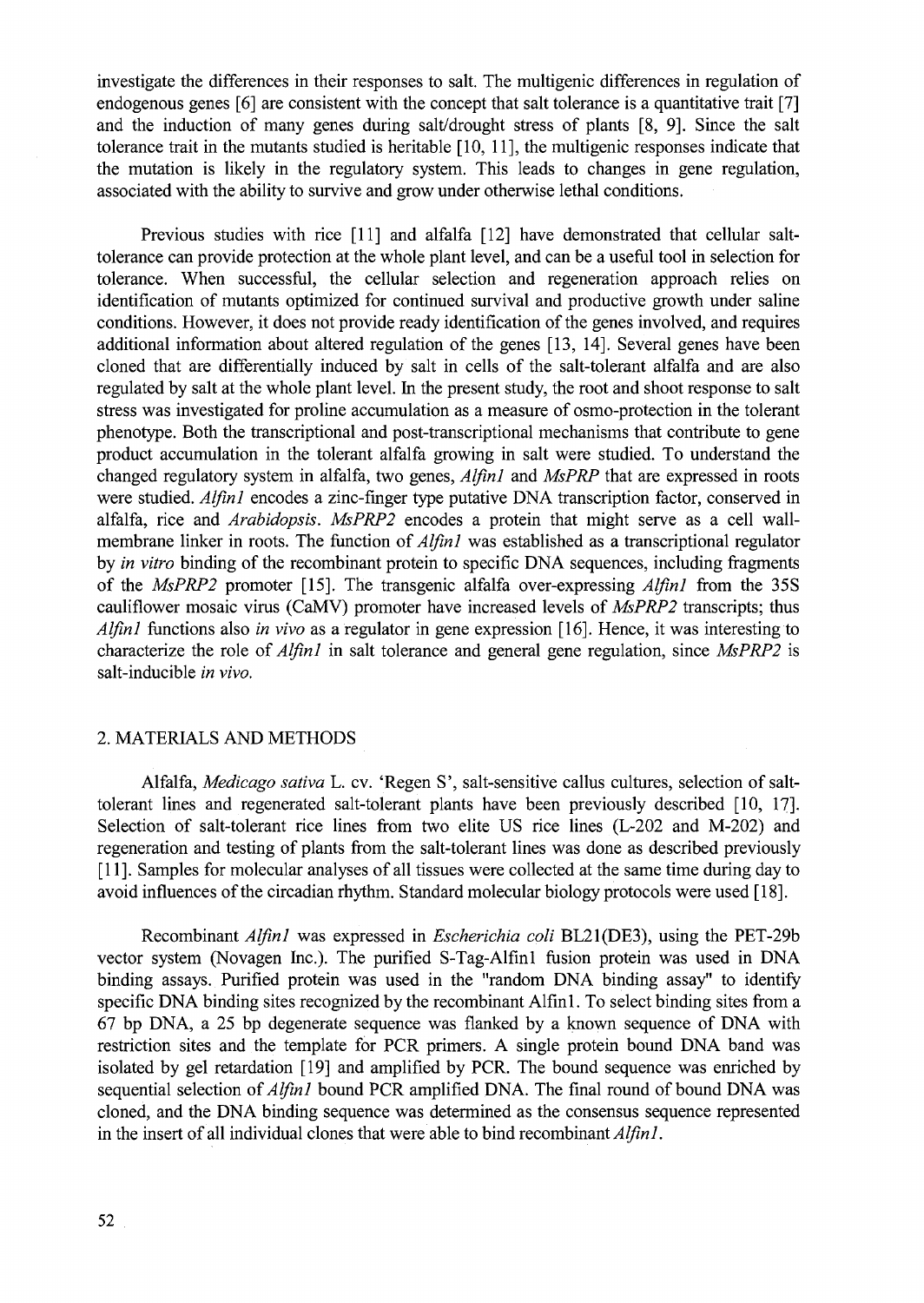investigate the differences in their responses to salt. The multigenic differences in regulation of endogenous genes [6] are consistent with the concept that salt tolerance is a quantitative trait [7] and the induction of many genes during salt/drought stress of plants [8, 9]. Since the salt tolerance trait in the mutants studied is heritable [10, 11], the multigenic responses indicate that the mutation is likely in the regulatory system. This leads to changes in gene regulation, associated with the ability to survive and grow under otherwise lethal conditions.

Previous studies with rice [11] and alfalfa [12] have demonstrated that cellular salt-tolerance can provide protection at the whole plant level, and can be a useful tool in selection for tolerance. When successful, the cellular selection and regeneration approach relies on identification of mutants optimized for continued survival and productive growth under saline conditions. However, it does not provide ready identification of the genes involved, and requires additional information about altered regulation of the genes [13, 14]. Several genes have been cloned that are differentially induced by salt in cells of the salt-tolerant alfalfa and are also regulated by salt at the whole plant level. In the present study, the root and shoot response to salt stress was investigated for proline accumulation as a measure of osmo-protection in the tolerant phenotype. Both the transcriptional and post-transcriptional mechanisms that contribute to gene product accumulation in the tolerant alfalfa growing in salt were studied. To understand the changed regulatory system in alfalfa, two genes, *Alfin1* and *MsPRP* that are expressed in roots were studied. *Alfin1* encodes a zinc-finger type putative DNA transcription factor, conserved in alfalfa, rice and *Arabidopsis*. *MsPRP2* encodes a protein that might serve as a cell wall-membrane linker in roots. The function of *Alfin1* was established as a transcriptional regulator by *in vitro* binding of the recombinant protein to specific DNA sequences, including fragments of the *MsPRP2* promoter [15]. The transgenic alfalfa over-expressing *Alfin1* from the 35S cauliflower mosaic virus (CaMV) promoter have increased levels of *MsPRP2* transcripts; thus *Alfin1* functions also *in vivo* as a regulator in gene expression [16]. Hence, it was interesting to characterize the role of *Alfin1* in salt tolerance and general gene regulation, since *MsPRP2* is salt-inducible *in vivo*.

## 2. MATERIALS AND METHODS

Alfalfa, *Medicago sativa* L. cv. 'Regen S', salt-sensitive callus cultures, selection of salt-tolerant lines and regenerated salt-tolerant plants have been previously described [10, 17]. Selection of salt-tolerant rice lines from two elite US rice lines (L-202 and M-202) and regeneration and testing of plants from the salt-tolerant lines was done as described previously [11]. Samples for molecular analyses of all tissues were collected at the same time during day to avoid influences of the circadian rhythm. Standard molecular biology protocols were used [18].

Recombinant *Alfin1* was expressed in *Escherichia coli* BL21(DE3), using the PET-29b vector system (Novagen Inc.). The purified S-Tag-Alfin1 fusion protein was used in DNA binding assays. Purified protein was used in the "random DNA binding assay" to identify specific DNA binding sites recognized by the recombinant Alfin1. To select binding sites from a 67 bp DNA, a 25 bp degenerate sequence was flanked by a known sequence of DNA with restriction sites and the template for PCR primers. A single protein bound DNA band was isolated by gel retardation [19] and amplified by PCR. The bound sequence was enriched by sequential selection of *Alfin1* bound PCR amplified DNA. The final round of bound DNA was cloned, and the DNA binding sequence was determined as the consensus sequence represented in the insert of all individual clones that were able to bind recombinant *Alfin1*.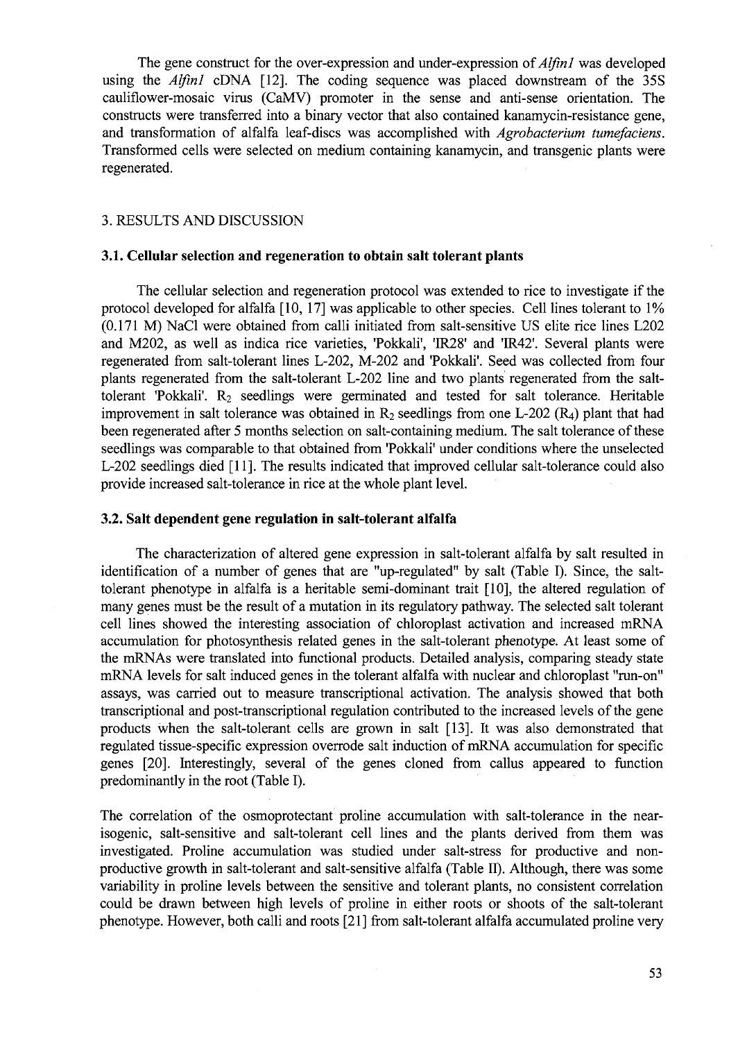The gene construct for the over-expression and under-expression of *Alfin1* was developed using the *Alfin1* cDNA [12]. The coding sequence was placed downstream of the 35S cauliflower-mosaic virus (CaMV) promoter in the sense and anti-sense orientation. The constructs were transferred into a binary vector that also contained kanamycin-resistance gene, and transformation of alfalfa leaf-discs was accomplished with *Agrobacterium tumefaciens*. Transformed cells were selected on medium containing kanamycin, and transgenic plants were regenerated.

## 3. RESULTS AND DISCUSSION

### 3.1. Cellular selection and regeneration to obtain salt tolerant plants

The cellular selection and regeneration protocol was extended to rice to investigate if the protocol developed for alfalfa [10, 17] was applicable to other species. Cell lines tolerant to 1% (0.171 M) NaCl were obtained from calli initiated from salt-sensitive US elite rice lines L202 and M202, as well as indica rice varieties, 'Pokkali', 'IR28' and 'IR42'. Several plants were regenerated from salt-tolerant lines L-202, M-202 and 'Pokkali'. Seed was collected from four plants regenerated from the salt-tolerant L-202 line and two plants regenerated from the salt-tolerant 'Pokkali'. $R_2$ seedlings were germinated and tested for salt tolerance. Heritable improvement in salt tolerance was obtained in $R_2$ seedlings from one L-202 ($R_4$) plant that had been regenerated after 5 months selection on salt-containing medium. The salt tolerance of these seedlings was comparable to that obtained from 'Pokkali' under conditions where the unselected L-202 seedlings died [11]. The results indicated that improved cellular salt-tolerance could also provide increased salt-tolerance in rice at the whole plant level.

### 3.2. Salt dependent gene regulation in salt-tolerant alfalfa

The characterization of altered gene expression in salt-tolerant alfalfa by salt resulted in identification of a number of genes that are "up-regulated" by salt (Table I). Since, the salt-tolerant phenotype in alfalfa is a heritable semi-dominant trait [10], the altered regulation of many genes must be the result of a mutation in its regulatory pathway. The selected salt tolerant cell lines showed the interesting association of chloroplast activation and increased mRNA accumulation for photosynthesis related genes in the salt-tolerant phenotype. At least some of the mRNAs were translated into functional products. Detailed analysis, comparing steady state mRNA levels for salt induced genes in the tolerant alfalfa with nuclear and chloroplast "run-on" assays, was carried out to measure transcriptional activation. The analysis showed that both transcriptional and post-transcriptional regulation contributed to the increased levels of the gene products when the salt-tolerant cells are grown in salt [13]. It was also demonstrated that regulated tissue-specific expression overrode salt induction of mRNA accumulation for specific genes [20]. Interestingly, several of the genes cloned from callus appeared to function predominantly in the root (Table I).

The correlation of the osmoprotectant proline accumulation with salt-tolerance in the near-isogenic, salt-sensitive and salt-tolerant cell lines and the plants derived from them was investigated. Proline accumulation was studied under salt-stress for productive and non-productive growth in salt-tolerant and salt-sensitive alfalfa (Table II). Although, there was some variability in proline levels between the sensitive and tolerant plants, no consistent correlation could be drawn between high levels of proline in either roots or shoots of the salt-tolerant phenotype. However, both calli and roots [21] from salt-tolerant alfalfa accumulated proline very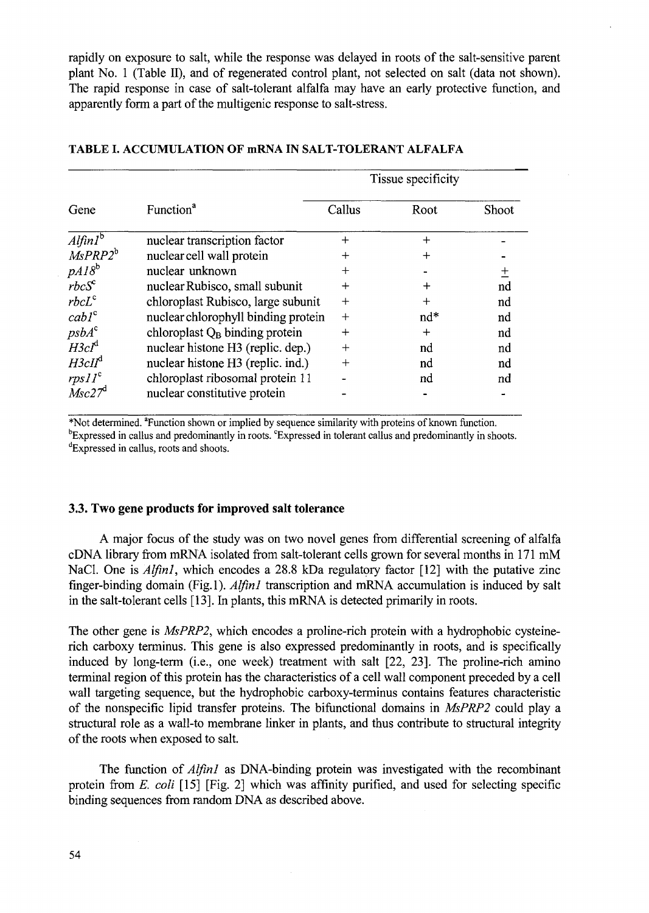rapidly on exposure to salt, while the response was delayed in roots of the salt-sensitive parent plant No. 1 (Table II), and of regenerated control plant, not selected on salt (data not shown). The rapid response in case of salt-tolerant alfalfa may have an early protective function, and apparently form a part of the multigenic response to salt-stress.

**TABLE I. ACCUMULATION OF mRNA IN SALT-TOLERANT ALFALFA**

| Gene | Function[a] | Tissue specificity | | |
|---|---|---|---|---|
| | | Callus | Root | Shoot |
| *Alfin1*[b] | nuclear transcription factor | + | + | - |
| *MsPRP2*[b] | nuclear cell wall protein | + | + | - |
| *pA18*[b] | nuclear unknown | + | - | ± |
| *rbcS*[c] | nuclear Rubisco, small subunit | + | + | nd |
| *rbcL*[c] | chloroplast Rubisco, large subunit | + | + | nd |
| *cab1*[c] | nuclear chlorophyll binding protein | + | nd* | nd |
| *psbA*[c] | chloroplast $Q_B$ binding protein | + | + | nd |
| *H3cI*[d] | nuclear histone H3 (replic. dep.) | + | nd | nd |
| *H3cII*[d] | nuclear histone H3 (replic. ind.) | + | nd | nd |
| *rps11*[c] | chloroplast ribosomal protein 11 | - | nd | nd |
| *Msc27*[d] | nuclear constitutive protein | - | - | - |

*Not determined. [a]Function shown or implied by sequence similarity with proteins of known function.
[b]Expressed in callus and predominantly in roots. [c]Expressed in tolerant callus and predominantly in shoots.
[d]Expressed in callus, roots and shoots.

### 3.3. Two gene products for improved salt tolerance

A major focus of the study was on two novel genes from differential screening of alfalfa cDNA library from mRNA isolated from salt-tolerant cells grown for several months in 171 mM NaCl. One is *Alfin1*, which encodes a 28.8 kDa regulatory factor [12] with the putative zinc finger-binding domain (Fig.1). *Alfin1* transcription and mRNA accumulation is induced by salt in the salt-tolerant cells [13]. In plants, this mRNA is detected primarily in roots.

The other gene is *MsPRP2*, which encodes a proline-rich protein with a hydrophobic cysteine-rich carboxy terminus. This gene is also expressed predominantly in roots, and is specifically induced by long-term (i.e., one week) treatment with salt [22, 23]. The proline-rich amino terminal region of this protein has the characteristics of a cell wall component preceded by a cell wall targeting sequence, but the hydrophobic carboxy-terminus contains features characteristic of the nonspecific lipid transfer proteins. The bifunctional domains in *MsPRP2* could play a structural role as a wall-to membrane linker in plants, and thus contribute to structural integrity of the roots when exposed to salt.

The function of *Alfin1* as DNA-binding protein was investigated with the recombinant protein from *E. coli* [15] [Fig. 2] which was affinity purified, and used for selecting specific binding sequences from random DNA as described above.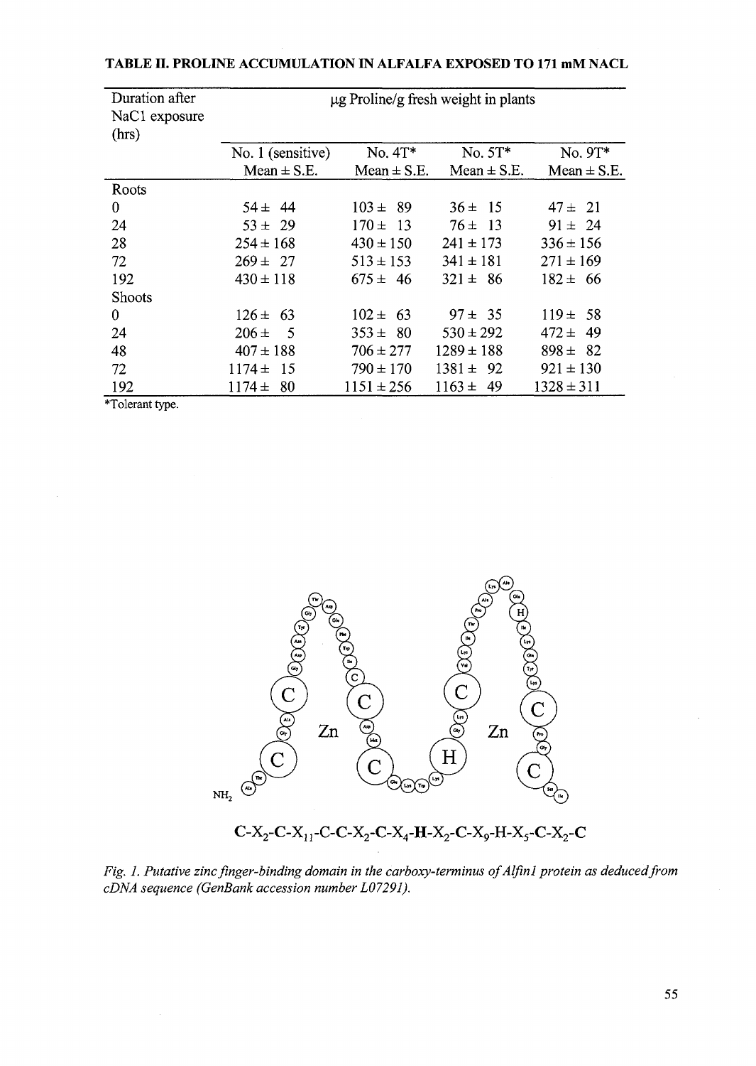**TABLE II. PROLINE ACCUMULATION IN ALFALFA EXPOSED TO 171 mM NACL**

| Duration after NaCl exposure (hrs) | μg Proline/g fresh weight in plants | | | |
|---|---|---|---|---|
| | No. 1 (sensitive) Mean ± S.E. | No. 4T* Mean ± S.E. | No. 5T* Mean ± S.E. | No. 9T* Mean ± S.E. |
| Roots | | | | |
| 0 | 54 ± 44 | 103 ± 89 | 36 ± 15 | 47 ± 21 |
| 24 | 53 ± 29 | 170 ± 13 | 76 ± 13 | 91 ± 24 |
| 28 | 254 ± 168 | 430 ± 150 | 241 ± 173 | 336 ± 156 |
| 72 | 269 ± 27 | 513 ± 153 | 341 ± 181 | 271 ± 169 |
| 192 | 430 ± 118 | 675 ± 46 | 321 ± 86 | 182 ± 66 |
| Shoots | | | | |
| 0 | 126 ± 63 | 102 ± 63 | 97 ± 35 | 119 ± 58 |
| 24 | 206 ± 5 | 353 ± 80 | 530 ± 292 | 472 ± 49 |
| 48 | 407 ± 188 | 706 ± 277 | 1289 ± 188 | 898 ± 82 |
| 72 | 1174 ± 15 | 790 ± 170 | 1381 ± 92 | 921 ± 130 |
| 192 | 1174 ± 80 | 1151 ± 256 | 1163 ± 49 | 1328 ± 311 |

*Tolerant type.

NH2

Zn

Zn

**C-X$_2$-C-X$_{11}$-C-C-X$_2$-C-X$_4$-H-X$_2$-C-X$_9$-H-X$_5$-C-X$_2$-C**

*Fig. 1. Putative zinc finger-binding domain in the carboxy-terminus of Alfin1 protein as deduced from cDNA sequence (GenBank accession number L07291).*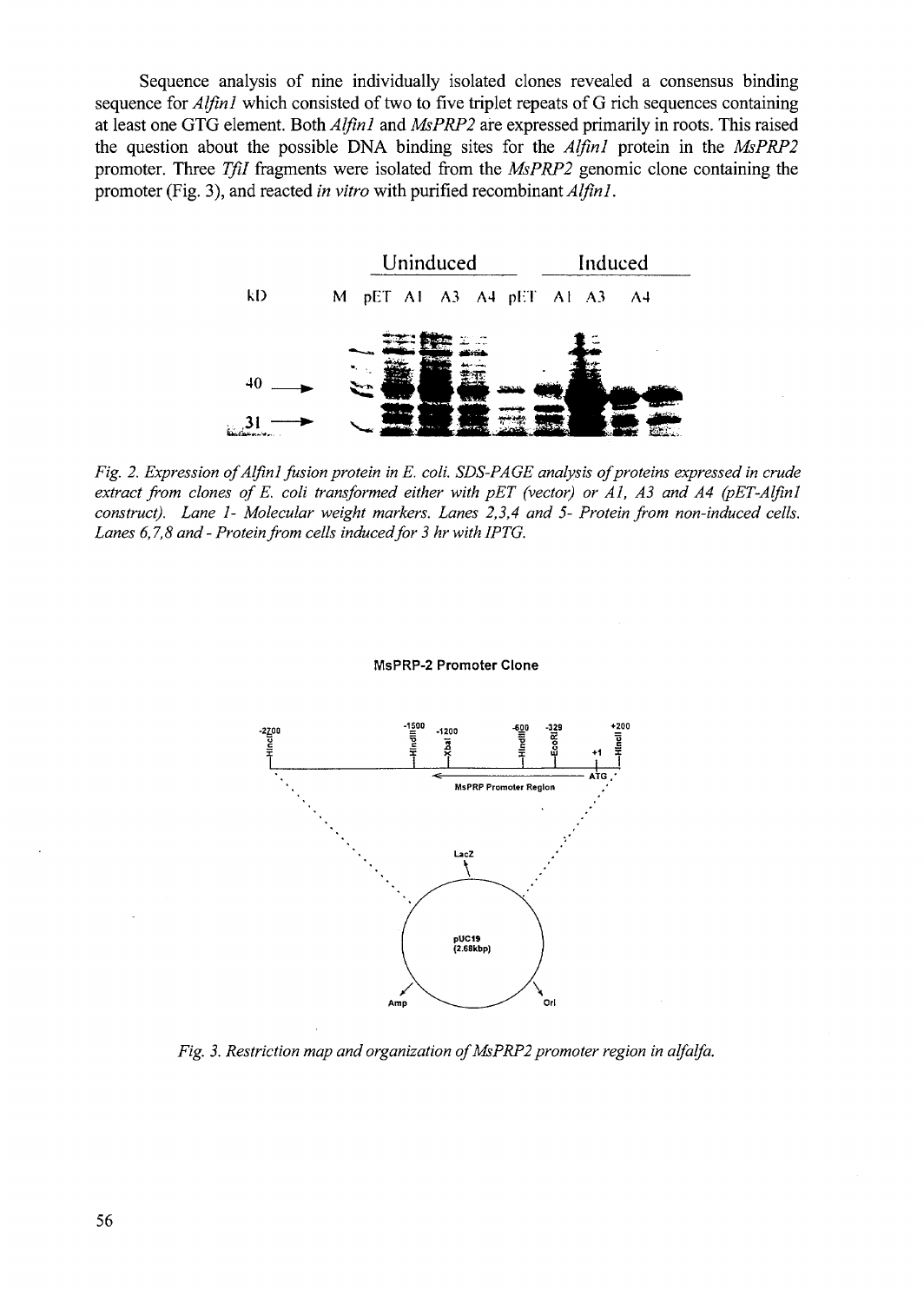Sequence analysis of nine individually isolated clones revealed a consensus binding sequence for *Alfin1* which consisted of two to five triplet repeats of G rich sequences containing at least one GTG element. Both *Alfin1* and *MsPRP2* are expressed primarily in roots. This raised the question about the possible DNA binding sites for the *Alfin1* protein in the *MsPRP2* promoter. Three *TfiI* fragments were isolated from the *MsPRP2* genomic clone containing the promoter (Fig. 3), and reacted *in vitro* with purified recombinant *Alfin1*.

Uninduced

Induced

kD

M pET A1 A3 A4 pET A1 A3 A4

40

31

*Fig. 2. Expression of Alfin1 fusion protein in E. coli. SDS-PAGE analysis of proteins expressed in crude extract from clones of E. coli transformed either with pET (vector) or A1, A3 and A4 (pET-Alfin1 construct). Lane 1- Molecular weight markers. Lanes 2,3,4 and 5- Protein from non-induced cells. Lanes 6,7,8 and - Protein from cells induced for 3 hr with IPTG.*

MsPRP-2 Promoter Clone

-2700 -1500 -1200 -600 -329 +200

HincII HindIII XbaI HindIII EcoRI +1 HincII

MsPRP Promoter Region ATG

LacZ

pUC19 (2.68kbp)

Amp Ori

*Fig. 3. Restriction map and organization of MsPRP2 promoter region in alfalfa.*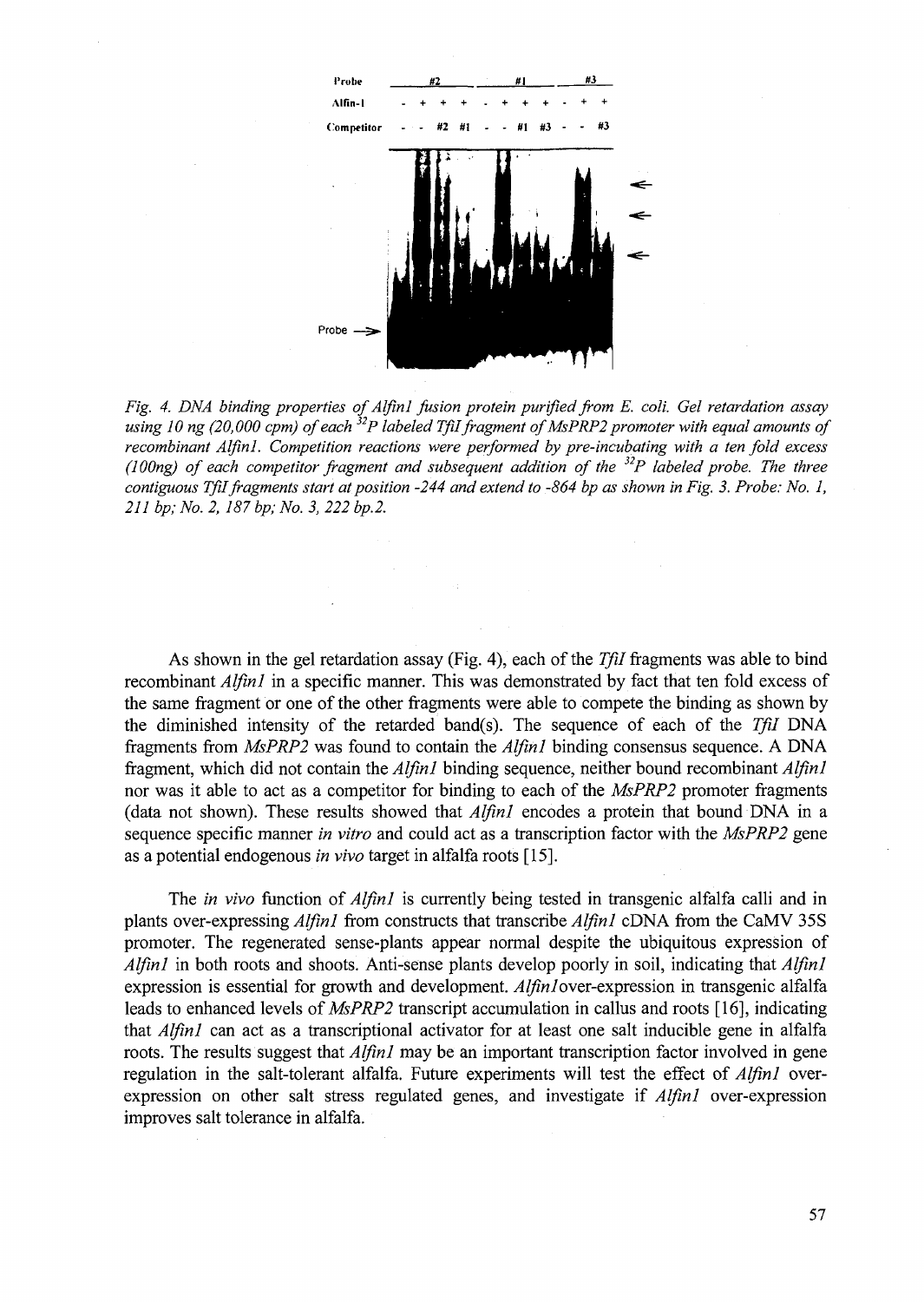Probe #2 #1 #3

Alfin-1 - + + + - + + + - + +

Competitor - - #2 #1 - - #1 #3 - - #3

Probe

*Fig. 4. DNA binding properties of Alfin1 fusion protein purified from E. coli. Gel retardation assay using 10 ng (20,000 cpm) of each $^{32}P$ labeled TfiI fragment of MsPRP2 promoter with equal amounts of recombinant Alfin1. Competition reactions were performed by pre-incubating with a ten fold excess (100ng) of each competitor fragment and subsequent addition of the $^{32}P$ labeled probe. The three contiguous TfiI fragments start at position -244 and extend to -864 bp as shown in Fig. 3. Probe: No. 1, 211 bp; No. 2, 187 bp; No. 3, 222 bp.2.*

As shown in the gel retardation assay (Fig. 4), each of the *TfiI* fragments was able to bind recombinant *Alfin1* in a specific manner. This was demonstrated by fact that ten fold excess of the same fragment or one of the other fragments were able to compete the binding as shown by the diminished intensity of the retarded band(s). The sequence of each of the *TfiI* DNA fragments from *MsPRP2* was found to contain the *Alfin1* binding consensus sequence. A DNA fragment, which did not contain the *Alfin1* binding sequence, neither bound recombinant *Alfin1* nor was it able to act as a competitor for binding to each of the *MsPRP2* promoter fragments (data not shown). These results showed that *Alfin1* encodes a protein that bound DNA in a sequence specific manner *in vitro* and could act as a transcription factor with the *MsPRP2* gene as a potential endogenous *in vivo* target in alfalfa roots [15].

The *in vivo* function of *Alfin1* is currently being tested in transgenic alfalfa calli and in plants over-expressing *Alfin1* from constructs that transcribe *Alfin1* cDNA from the CaMV 35S promoter. The regenerated sense-plants appear normal despite the ubiquitous expression of *Alfin1* in both roots and shoots. Anti-sense plants develop poorly in soil, indicating that *Alfin1* expression is essential for growth and development. *Alfin1*over-expression in transgenic alfalfa leads to enhanced levels of *MsPRP2* transcript accumulation in callus and roots [16], indicating that *Alfin1* can act as a transcriptional activator for at least one salt inducible gene in alfalfa roots. The results suggest that *Alfin1* may be an important transcription factor involved in gene regulation in the salt-tolerant alfalfa. Future experiments will test the effect of *Alfin1* over-expression on other salt stress regulated genes, and investigate if *Alfin1* over-expression improves salt tolerance in alfalfa.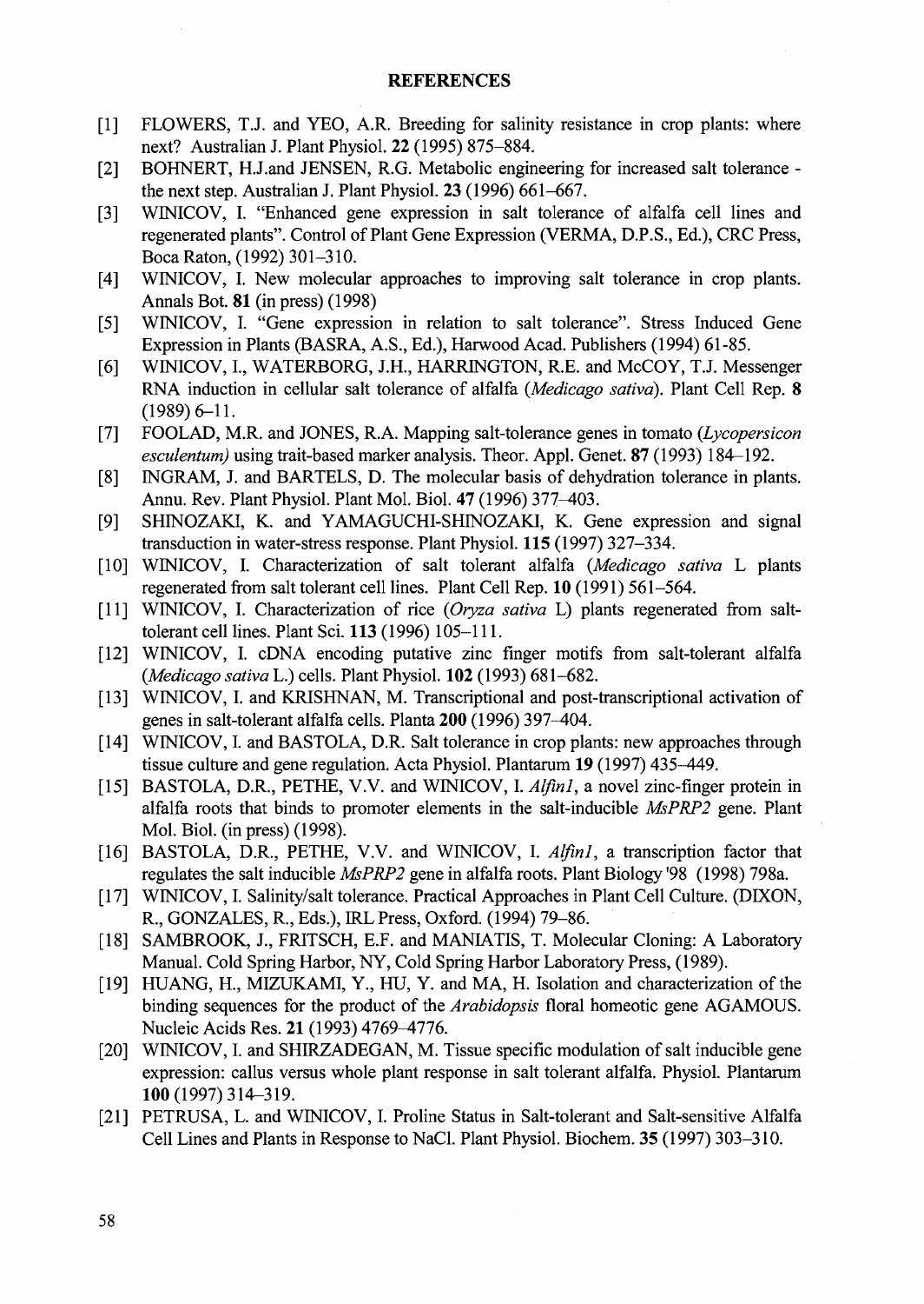## REFERENCES

[1] FLOWERS, T.J. and YEO, A.R. Breeding for salinity resistance in crop plants: where next? Australian J. Plant Physiol. **22** (1995) 875–884.

[2] BOHNERT, H.J.and JENSEN, R.G. Metabolic engineering for increased salt tolerance - the next step. Australian J. Plant Physiol. **23** (1996) 661–667.

[3] WINICOV, I. "Enhanced gene expression in salt tolerance of alfalfa cell lines and regenerated plants". Control of Plant Gene Expression (VERMA, D.P.S., Ed.), CRC Press, Boca Raton, (1992) 301–310.

[4] WINICOV, I. New molecular approaches to improving salt tolerance in crop plants. Annals Bot. **81** (in press) (1998)

[5] WINICOV, I. "Gene expression in relation to salt tolerance". Stress Induced Gene Expression in Plants (BASRA, A.S., Ed.), Harwood Acad. Publishers (1994) 61-85.

[6] WINICOV, I., WATERBORG, J.H., HARRINGTON, R.E. and McCOY, T.J. Messenger RNA induction in cellular salt tolerance of alfalfa (*Medicago sativa*). Plant Cell Rep. **8** (1989) 6–11.

[7] FOOLAD, M.R. and JONES, R.A. Mapping salt-tolerance genes in tomato (*Lycopersicon esculentum)* using trait-based marker analysis. Theor. Appl. Genet. **87** (1993) 184–192.

[8] INGRAM, J. and BARTELS, D. The molecular basis of dehydration tolerance in plants. Annu. Rev. Plant Physiol. Plant Mol. Biol. **47** (1996) 377–403.

[9] SHINOZAKI, K. and YAMAGUCHI-SHINOZAKI, K. Gene expression and signal transduction in water-stress response. Plant Physiol. **115** (1997) 327–334.

[10] WINICOV, I. Characterization of salt tolerant alfalfa (*Medicago sativa* L plants regenerated from salt tolerant cell lines. Plant Cell Rep. **10** (1991) 561–564.

[11] WINICOV, I. Characterization of rice (*Oryza sativa* L) plants regenerated from salt-tolerant cell lines. Plant Sci. **113** (1996) 105–111.

[12] WINICOV, I. cDNA encoding putative zinc finger motifs from salt-tolerant alfalfa (*Medicago sativa* L.) cells. Plant Physiol. **102** (1993) 681–682.

[13] WINICOV, I. and KRISHNAN, M. Transcriptional and post-transcriptional activation of genes in salt-tolerant alfalfa cells. Planta **200** (1996) 397–404.

[14] WINICOV, I. and BASTOLA, D.R. Salt tolerance in crop plants: new approaches through tissue culture and gene regulation. Acta Physiol. Plantarum **19** (1997) 435–449.

[15] BASTOLA, D.R., PETHE, V.V. and WINICOV, I. *Alfin1*, a novel zinc-finger protein in alfalfa roots that binds to promoter elements in the salt-inducible *MsPRP2* gene. Plant Mol. Biol. (in press) (1998).

[16] BASTOLA, D.R., PETHE, V.V. and WINICOV, I. *Alfin1*, a transcription factor that regulates the salt inducible *MsPRP2* gene in alfalfa roots. Plant Biology '98 (1998) 798a.

[17] WINICOV, I. Salinity/salt tolerance. Practical Approaches in Plant Cell Culture. (DIXON, R., GONZALES, R., Eds.), IRL Press, Oxford. (1994) 79–86.

[18] SAMBROOK, J., FRITSCH, E.F. and MANIATIS, T. Molecular Cloning: A Laboratory Manual. Cold Spring Harbor, NY, Cold Spring Harbor Laboratory Press, (1989).

[19] HUANG, H., MIZUKAMI, Y., HU, Y. and MA, H. Isolation and characterization of the binding sequences for the product of the *Arabidopsis* floral homeotic gene AGAMOUS. Nucleic Acids Res. **21** (1993) 4769–4776.

[20] WINICOV, I. and SHIRZADEGAN, M. Tissue specific modulation of salt inducible gene expression: callus versus whole plant response in salt tolerant alfalfa. Physiol. Plantarum **100** (1997) 314–319.

[21] PETRUSA, L. and WINICOV, I. Proline Status in Salt-tolerant and Salt-sensitive Alfalfa Cell Lines and Plants in Response to NaCl. Plant Physiol. Biochem. **35** (1997) 303–310.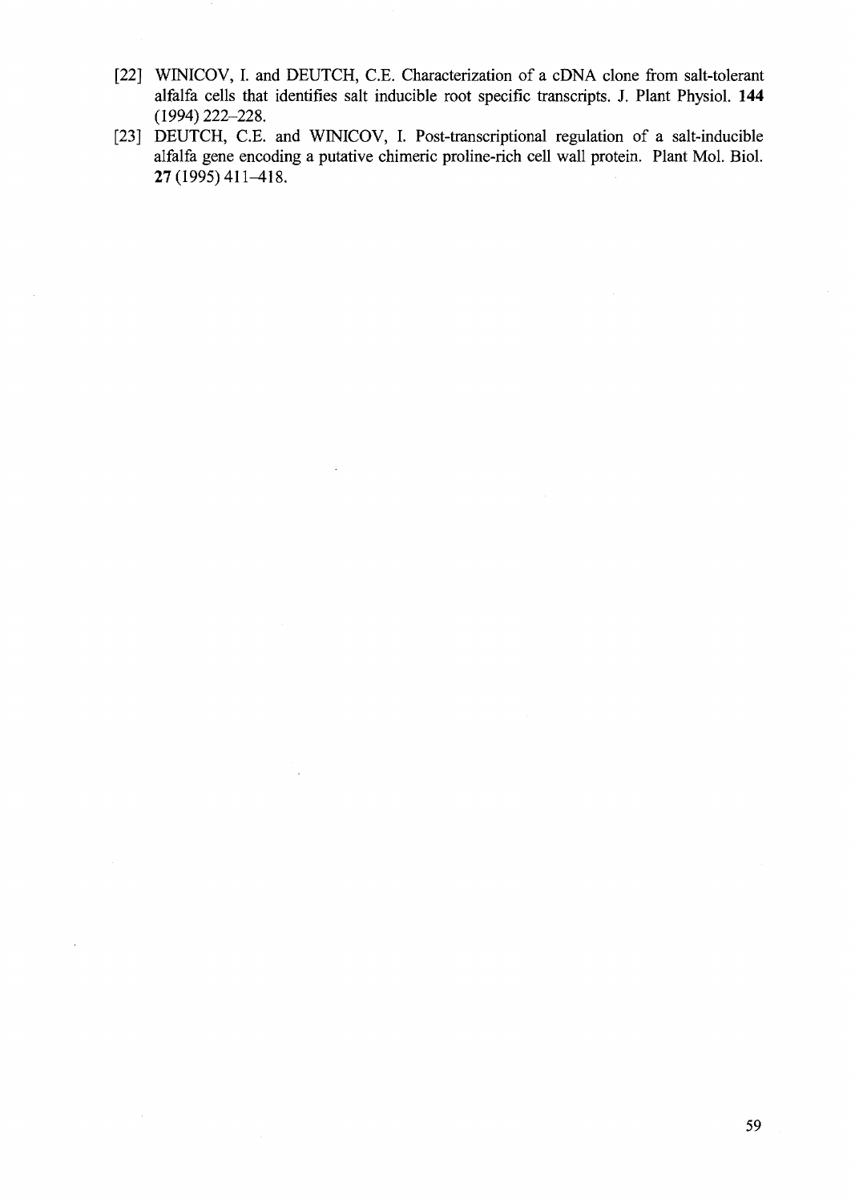[22] WINICOV, I. and DEUTCH, C.E. Characterization of a cDNA clone from salt-tolerant alfalfa cells that identifies salt inducible root specific transcripts. J. Plant Physiol. **144** (1994) 222–228.

[23] DEUTCH, C.E. and WINICOV, I. Post-transcriptional regulation of a salt-inducible alfalfa gene encoding a putative chimeric proline-rich cell wall protein. Plant Mol. Biol. **27** (1995) 411–418.